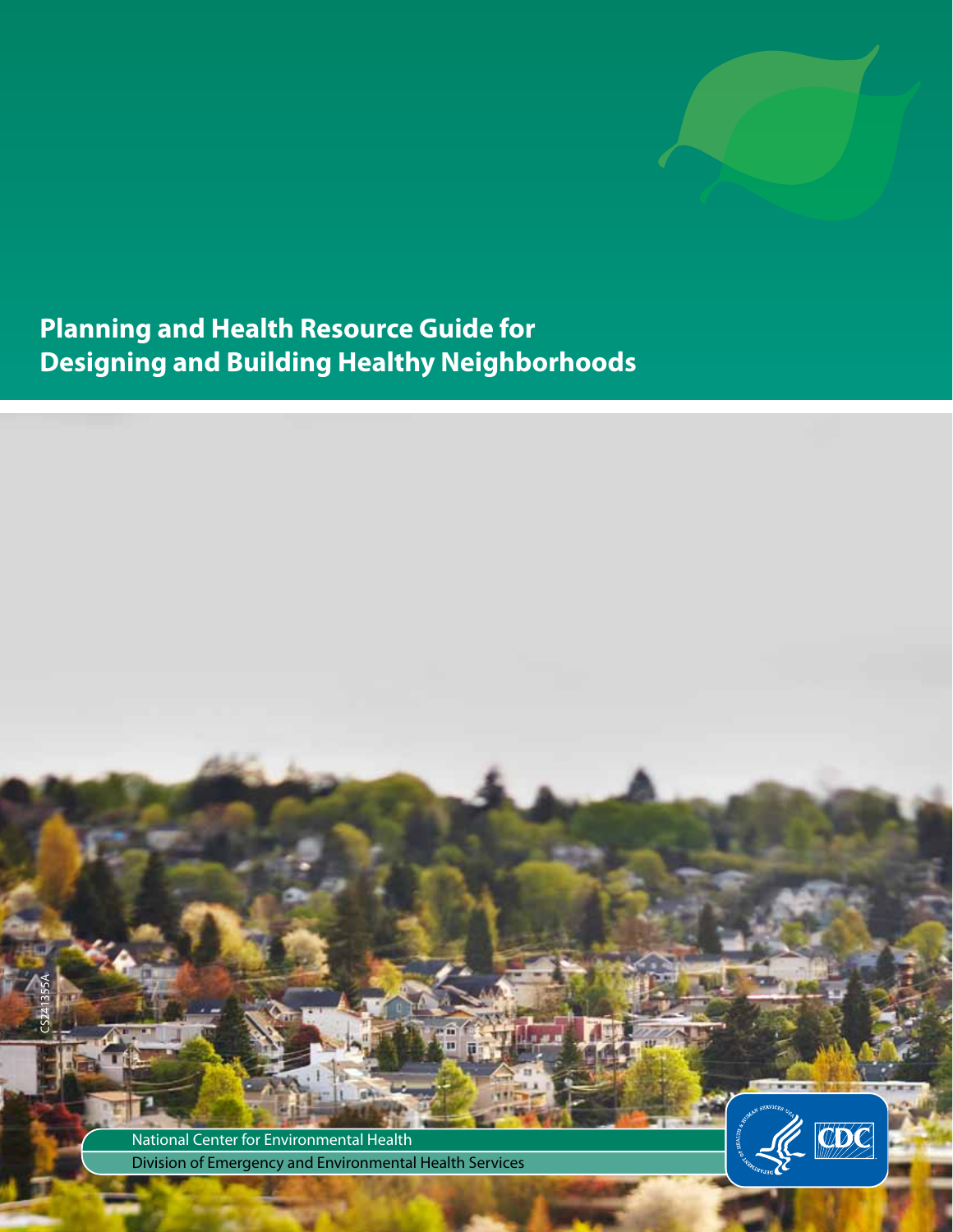# Planning and Health Resource Guide for Designing and Building Healthy Neighborhoods

CS241355A

National Center for Environmental Health

Division of Emergency and Environmental Health Services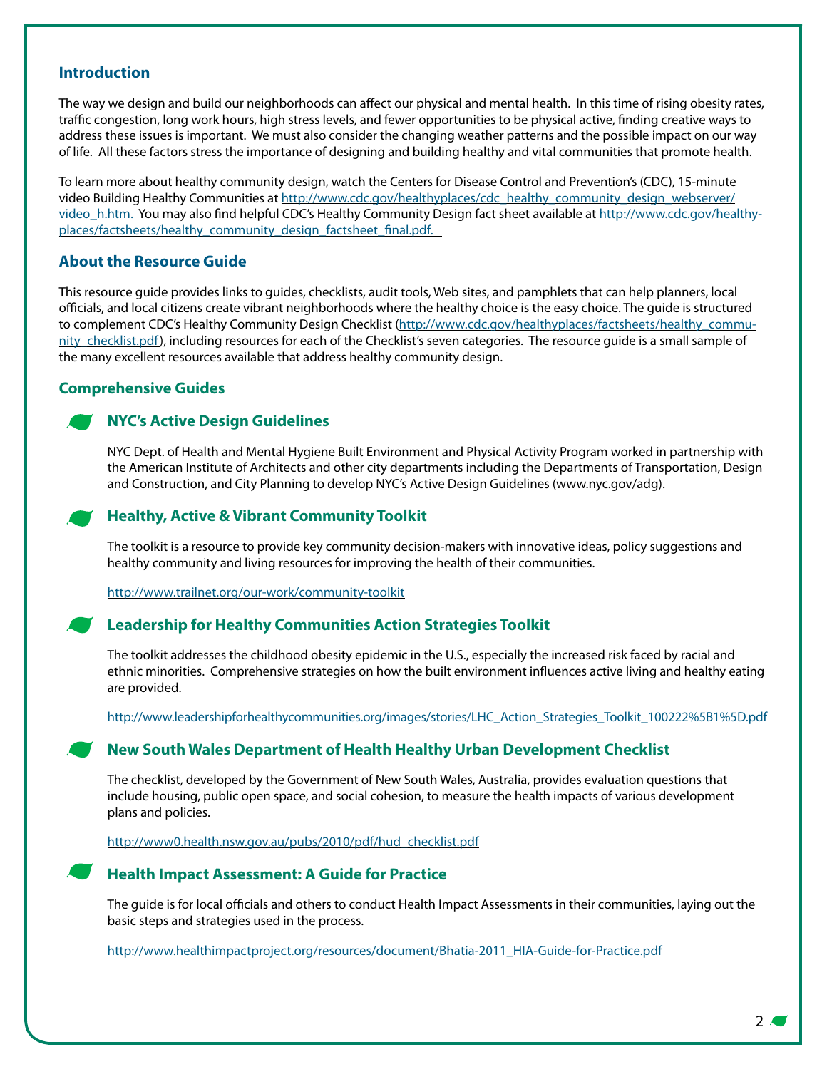## Introduction

The way we design and build our neighborhoods can affect our physical and mental health. In this time of rising obesity rates, traffic congestion, long work hours, high stress levels, and fewer opportunities to be physical active, finding creative ways to address these issues is important. We must also consider the changing weather patterns and the possible impact on our way of life. All these factors stress the importance of designing and building healthy and vital communities that promote health.

To learn more about healthy community design, watch the Centers for Disease Control and Prevention's (CDC), 15-minute video Building Healthy Communities at http://www.cdc.gov/healthyplaces/cdc_healthy_community_design_webserver/video_h.htm. You may also find helpful CDC's Healthy Community Design fact sheet available at http://www.cdc.gov/healthyplaces/factsheets/healthy_community_design_factsheet_final.pdf.

## About the Resource Guide

This resource guide provides links to guides, checklists, audit tools, Web sites, and pamphlets that can help planners, local officials, and local citizens create vibrant neighborhoods where the healthy choice is the easy choice. The guide is structured to complement CDC's Healthy Community Design Checklist (http://www.cdc.gov/healthyplaces/factsheets/healthy_community_checklist.pdf), including resources for each of the Checklist's seven categories. The resource guide is a small sample of the many excellent resources available that address healthy community design.

## Comprehensive Guides

### NYC's Active Design Guidelines

NYC Dept. of Health and Mental Hygiene Built Environment and Physical Activity Program worked in partnership with the American Institute of Architects and other city departments including the Departments of Transportation, Design and Construction, and City Planning to develop NYC's Active Design Guidelines (www.nyc.gov/adg).

### Healthy, Active & Vibrant Community Toolkit

The toolkit is a resource to provide key community decision-makers with innovative ideas, policy suggestions and healthy community and living resources for improving the health of their communities.

http://www.trailnet.org/our-work/community-toolkit

### Leadership for Healthy Communities Action Strategies Toolkit

The toolkit addresses the childhood obesity epidemic in the U.S., especially the increased risk faced by racial and ethnic minorities. Comprehensive strategies on how the built environment influences active living and healthy eating are provided.

http://www.leadershipforhealthycommunities.org/images/stories/LHC_Action_Strategies_Toolkit_100222%5B1%5D.pdf

### New South Wales Department of Health Healthy Urban Development Checklist

The checklist, developed by the Government of New South Wales, Australia, provides evaluation questions that include housing, public open space, and social cohesion, to measure the health impacts of various development plans and policies.

http://www0.health.nsw.gov.au/pubs/2010/pdf/hud_checklist.pdf

### Health Impact Assessment: A Guide for Practice

The guide is for local officials and others to conduct Health Impact Assessments in their communities, laying out the basic steps and strategies used in the process.

http://www.healthimpactproject.org/resources/document/Bhatia-2011_HIA-Guide-for-Practice.pdf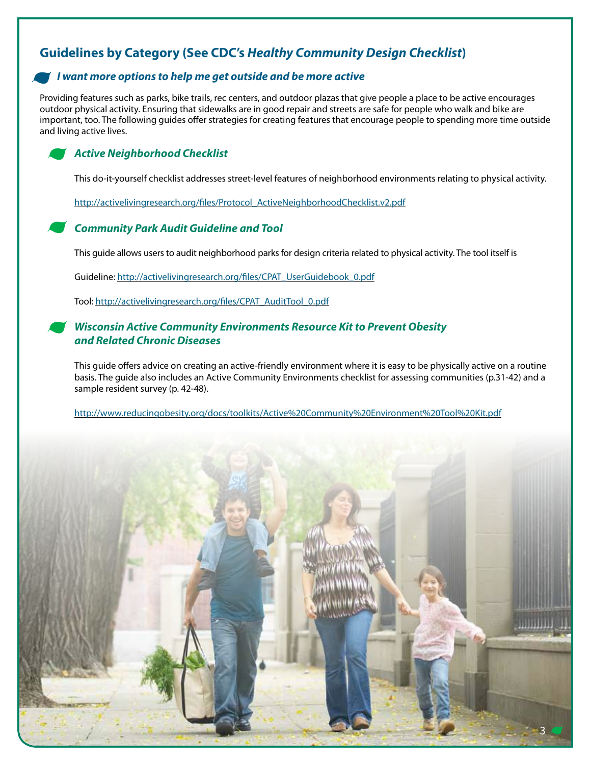## Guidelines by Category (See CDC's *Healthy Community Design Checklist*)

### *I want more options to help me get outside and be more active*

Providing features such as parks, bike trails, rec centers, and outdoor plazas that give people a place to be active encourages outdoor physical activity. Ensuring that sidewalks are in good repair and streets are safe for people who walk and bike are important, too. The following guides offer strategies for creating features that encourage people to spending more time outside and living active lives.

#### *Active Neighborhood Checklist*

This do-it-yourself checklist addresses street-level features of neighborhood environments relating to physical activity.

http://activelivingresearch.org/files/Protocol_ActiveNeighborhoodChecklist.v2.pdf

#### *Community Park Audit Guideline and Tool*

This guide allows users to audit neighborhood parks for design criteria related to physical activity. The tool itself is

Guideline: http://activelivingresearch.org/files/CPAT_UserGuidebook_0.pdf

Tool: http://activelivingresearch.org/files/CPAT_AuditTool_0.pdf

#### *Wisconsin Active Community Environments Resource Kit to Prevent Obesity and Related Chronic Diseases*

This guide offers advice on creating an active-friendly environment where it is easy to be physically active on a routine basis. The guide also includes an Active Community Environments checklist for assessing communities (p.31-42) and a sample resident survey (p. 42-48).

http://www.reducingobesity.org/docs/toolkits/Active%20Community%20Environment%20Tool%20Kit.pdf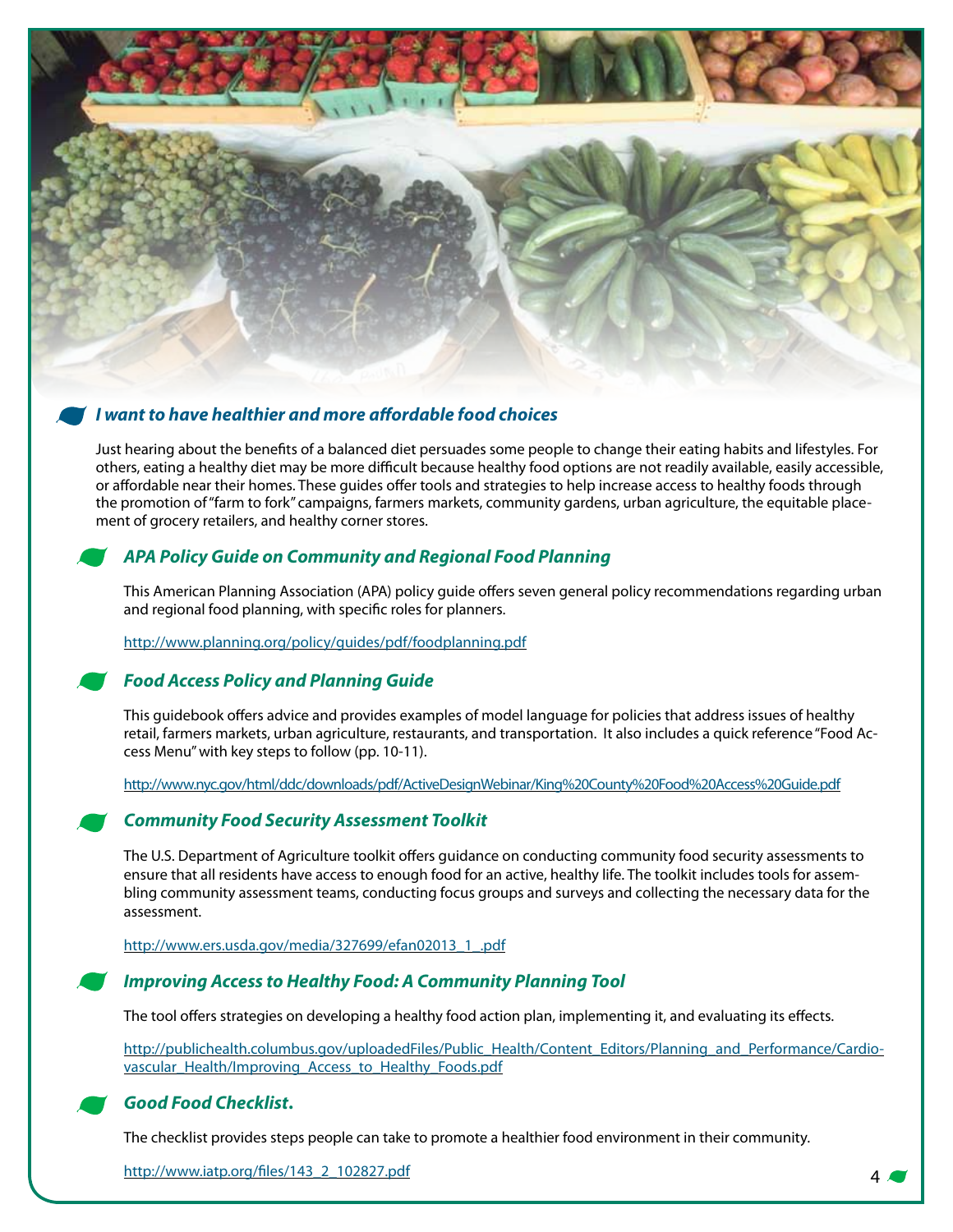## *I want to have healthier and more affordable food choices*

Just hearing about the benefits of a balanced diet persuades some people to change their eating habits and lifestyles. For others, eating a healthy diet may be more difficult because healthy food options are not readily available, easily accessible, or affordable near their homes. These guides offer tools and strategies to help increase access to healthy foods through the promotion of "farm to fork" campaigns, farmers markets, community gardens, urban agriculture, the equitable placement of grocery retailers, and healthy corner stores.

### *APA Policy Guide on Community and Regional Food Planning*

This American Planning Association (APA) policy guide offers seven general policy recommendations regarding urban and regional food planning, with specific roles for planners.

http://www.planning.org/policy/guides/pdf/foodplanning.pdf

### *Food Access Policy and Planning Guide*

This guidebook offers advice and provides examples of model language for policies that address issues of healthy retail, farmers markets, urban agriculture, restaurants, and transportation. It also includes a quick reference "Food Access Menu" with key steps to follow (pp. 10-11).

http://www.nyc.gov/html/ddc/downloads/pdf/ActiveDesignWebinar/King%20County%20Food%20Access%20Guide.pdf

### *Community Food Security Assessment Toolkit*

The U.S. Department of Agriculture toolkit offers guidance on conducting community food security assessments to ensure that all residents have access to enough food for an active, healthy life. The toolkit includes tools for assembling community assessment teams, conducting focus groups and surveys and collecting the necessary data for the assessment.

http://www.ers.usda.gov/media/327699/efan02013_1_.pdf

### *Improving Access to Healthy Food: A Community Planning Tool*

The tool offers strategies on developing a healthy food action plan, implementing it, and evaluating its effects.

http://publichealth.columbus.gov/uploadedFiles/Public_Health/Content_Editors/Planning_and_Performance/Cardiovascular_Health/Improving_Access_to_Healthy_Foods.pdf

### *Good Food Checklist.*

The checklist provides steps people can take to promote a healthier food environment in their community.

http://www.iatp.org/files/143_2_102827.pdf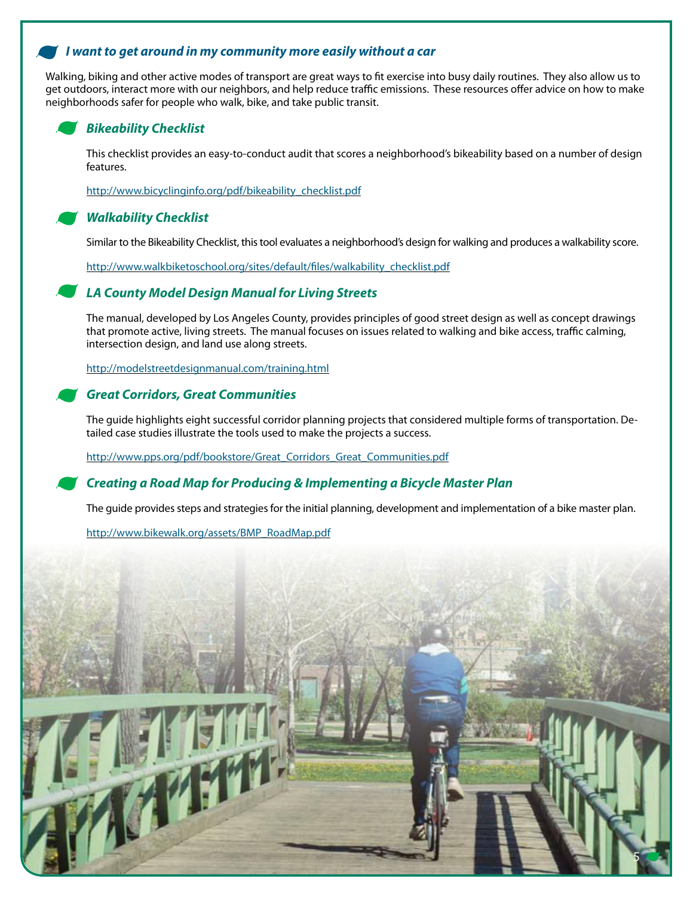## *I want to get around in my community more easily without a car*

Walking, biking and other active modes of transport are great ways to fit exercise into busy daily routines. They also allow us to get outdoors, interact more with our neighbors, and help reduce traffic emissions. These resources offer advice on how to make neighborhoods safer for people who walk, bike, and take public transit.

### *Bikeability Checklist*

This checklist provides an easy-to-conduct audit that scores a neighborhood's bikeability based on a number of design features.

http://www.bicyclinginfo.org/pdf/bikeability_checklist.pdf

### *Walkability Checklist*

Similar to the Bikeability Checklist, this tool evaluates a neighborhood's design for walking and produces a walkability score.

http://www.walkbiketoschool.org/sites/default/files/walkability_checklist.pdf

### *LA County Model Design Manual for Living Streets*

The manual, developed by Los Angeles County, provides principles of good street design as well as concept drawings that promote active, living streets. The manual focuses on issues related to walking and bike access, traffic calming, intersection design, and land use along streets.

http://modelstreetdesignmanual.com/training.html

### *Great Corridors, Great Communities*

The guide highlights eight successful corridor planning projects that considered multiple forms of transportation. Detailed case studies illustrate the tools used to make the projects a success.

http://www.pps.org/pdf/bookstore/Great_Corridors_Great_Communities.pdf

### *Creating a Road Map for Producing & Implementing a Bicycle Master Plan*

The guide provides steps and strategies for the initial planning, development and implementation of a bike master plan.

http://www.bikewalk.org/assets/BMP_RoadMap.pdf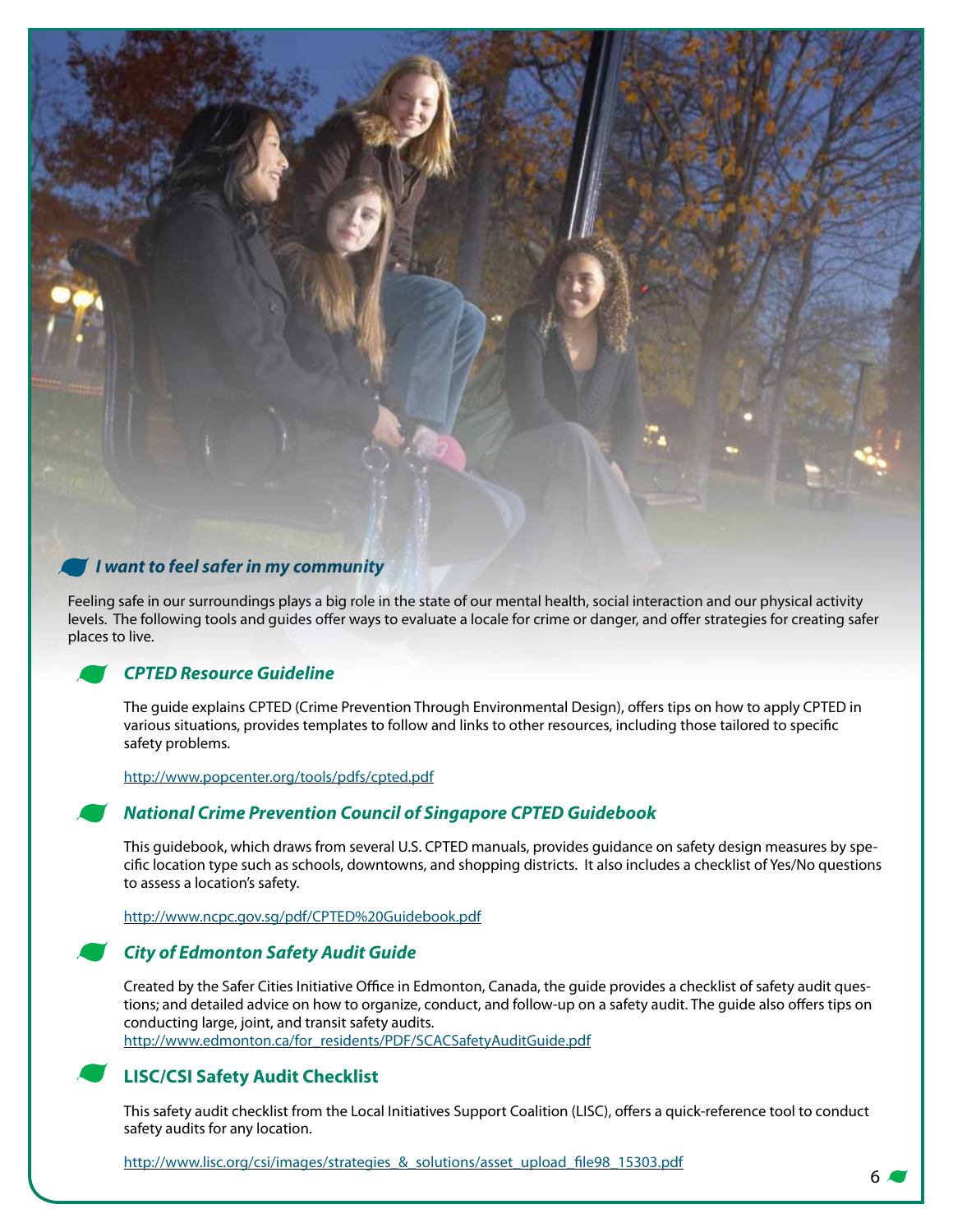## *I want to feel safer in my community*

Feeling safe in our surroundings plays a big role in the state of our mental health, social interaction and our physical activity levels. The following tools and guides offer ways to evaluate a locale for crime or danger, and offer strategies for creating safer places to live.

### *CPTED Resource Guideline*

The guide explains CPTED (Crime Prevention Through Environmental Design), offers tips on how to apply CPTED in various situations, provides templates to follow and links to other resources, including those tailored to specific safety problems.

http://www.popcenter.org/tools/pdfs/cpted.pdf

### *National Crime Prevention Council of Singapore CPTED Guidebook*

This guidebook, which draws from several U.S. CPTED manuals, provides guidance on safety design measures by specific location type such as schools, downtowns, and shopping districts. It also includes a checklist of Yes/No questions to assess a location's safety.

http://www.ncpc.gov.sg/pdf/CPTED%20Guidebook.pdf

### *City of Edmonton Safety Audit Guide*

Created by the Safer Cities Initiative Office in Edmonton, Canada, the guide provides a checklist of safety audit questions; and detailed advice on how to organize, conduct, and follow-up on a safety audit. The guide also offers tips on conducting large, joint, and transit safety audits.
http://www.edmonton.ca/for_residents/PDF/SCACSafetyAuditGuide.pdf

### LISC/CSI Safety Audit Checklist

This safety audit checklist from the Local Initiatives Support Coalition (LISC), offers a quick-reference tool to conduct safety audits for any location.

http://www.lisc.org/csi/images/strategies_&_solutions/asset_upload_file98_15303.pdf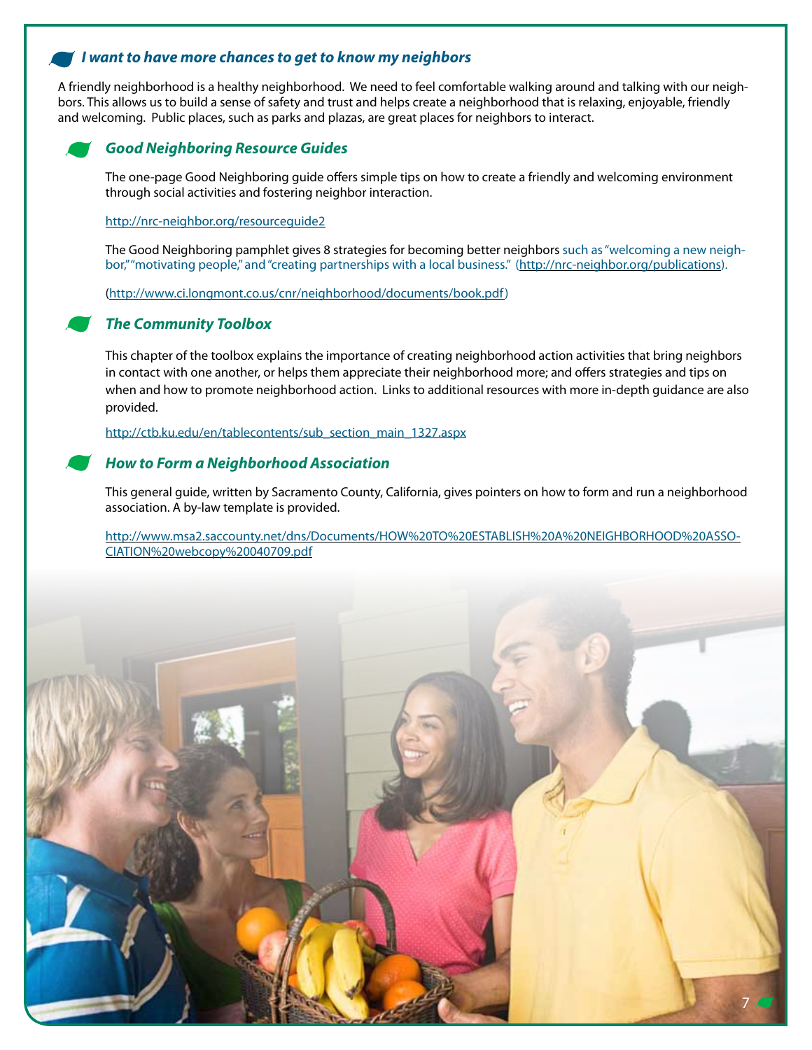## *I want to have more chances to get to know my neighbors*

A friendly neighborhood is a healthy neighborhood. We need to feel comfortable walking around and talking with our neighbors. This allows us to build a sense of safety and trust and helps create a neighborhood that is relaxing, enjoyable, friendly and welcoming. Public places, such as parks and plazas, are great places for neighbors to interact.

### *Good Neighboring Resource Guides*

The one-page Good Neighboring guide offers simple tips on how to create a friendly and welcoming environment through social activities and fostering neighbor interaction.

http://nrc-neighbor.org/resourceguide2

The Good Neighboring pamphlet gives 8 strategies for becoming better neighbors such as "welcoming a new neighbor," "motivating people," and "creating partnerships with a local business." (http://nrc-neighbor.org/publications).

(http://www.ci.longmont.co.us/cnr/neighborhood/documents/book.pdf)

### *The Community Toolbox*

This chapter of the toolbox explains the importance of creating neighborhood action activities that bring neighbors in contact with one another, or helps them appreciate their neighborhood more; and offers strategies and tips on when and how to promote neighborhood action. Links to additional resources with more in-depth guidance are also provided.

http://ctb.ku.edu/en/tablecontents/sub_section_main_1327.aspx

### *How to Form a Neighborhood Association*

This general guide, written by Sacramento County, California, gives pointers on how to form and run a neighborhood association. A by-law template is provided.

http://www.msa2.saccounty.net/dns/Documents/HOW%20TO%20ESTABLISH%20A%20NEIGHBORHOOD%20ASSOCIATION%20webcopy%20040709.pdf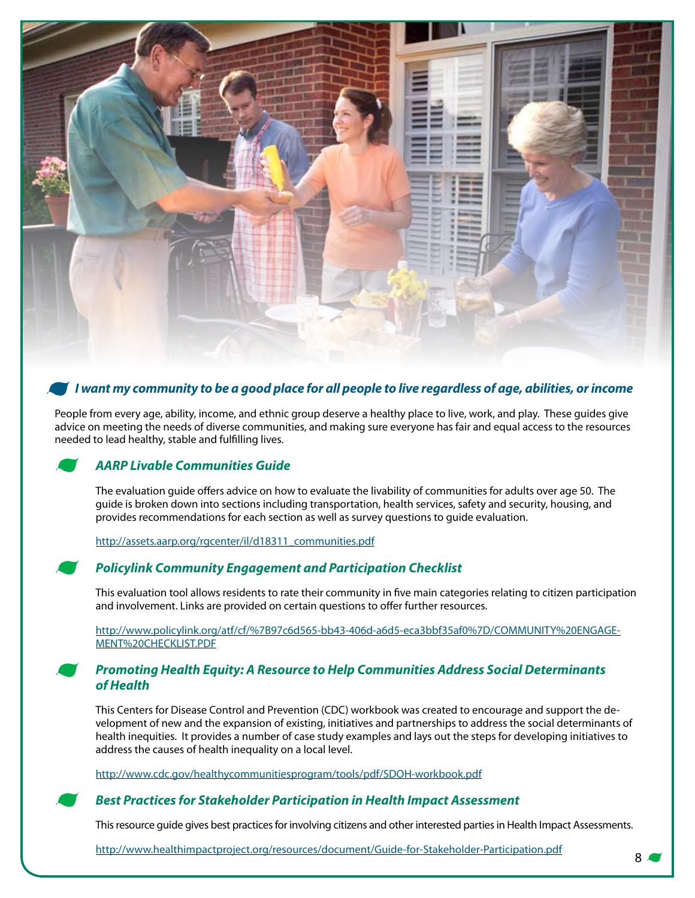## *I want my community to be a good place for all people to live regardless of age, abilities, or income*

People from every age, ability, income, and ethnic group deserve a healthy place to live, work, and play. These guides give advice on meeting the needs of diverse communities, and making sure everyone has fair and equal access to the resources needed to lead healthy, stable and fulfilling lives.

### *AARP Livable Communities Guide*

The evaluation guide offers advice on how to evaluate the livability of communities for adults over age 50. The guide is broken down into sections including transportation, health services, safety and security, housing, and provides recommendations for each section as well as survey questions to guide evaluation.

http://assets.aarp.org/rgcenter/il/d18311_communities.pdf

### *Policylink Community Engagement and Participation Checklist*

This evaluation tool allows residents to rate their community in five main categories relating to citizen participation and involvement. Links are provided on certain questions to offer further resources.

http://www.policylink.org/atf/cf/%7B97c6d565-bb43-406d-a6d5-eca3bbf35af0%7D/COMMUNITY%20ENGAGEMENT%20CHECKLIST.PDF

### *Promoting Health Equity: A Resource to Help Communities Address Social Determinants of Health*

This Centers for Disease Control and Prevention (CDC) workbook was created to encourage and support the development of new and the expansion of existing, initiatives and partnerships to address the social determinants of health inequities. It provides a number of case study examples and lays out the steps for developing initiatives to address the causes of health inequality on a local level.

http://www.cdc.gov/healthycommunitiesprogram/tools/pdf/SDOH-workbook.pdf

### *Best Practices for Stakeholder Participation in Health Impact Assessment*

This resource guide gives best practices for involving citizens and other interested parties in Health Impact Assessments.

http://www.healthimpactproject.org/resources/document/Guide-for-Stakeholder-Participation.pdf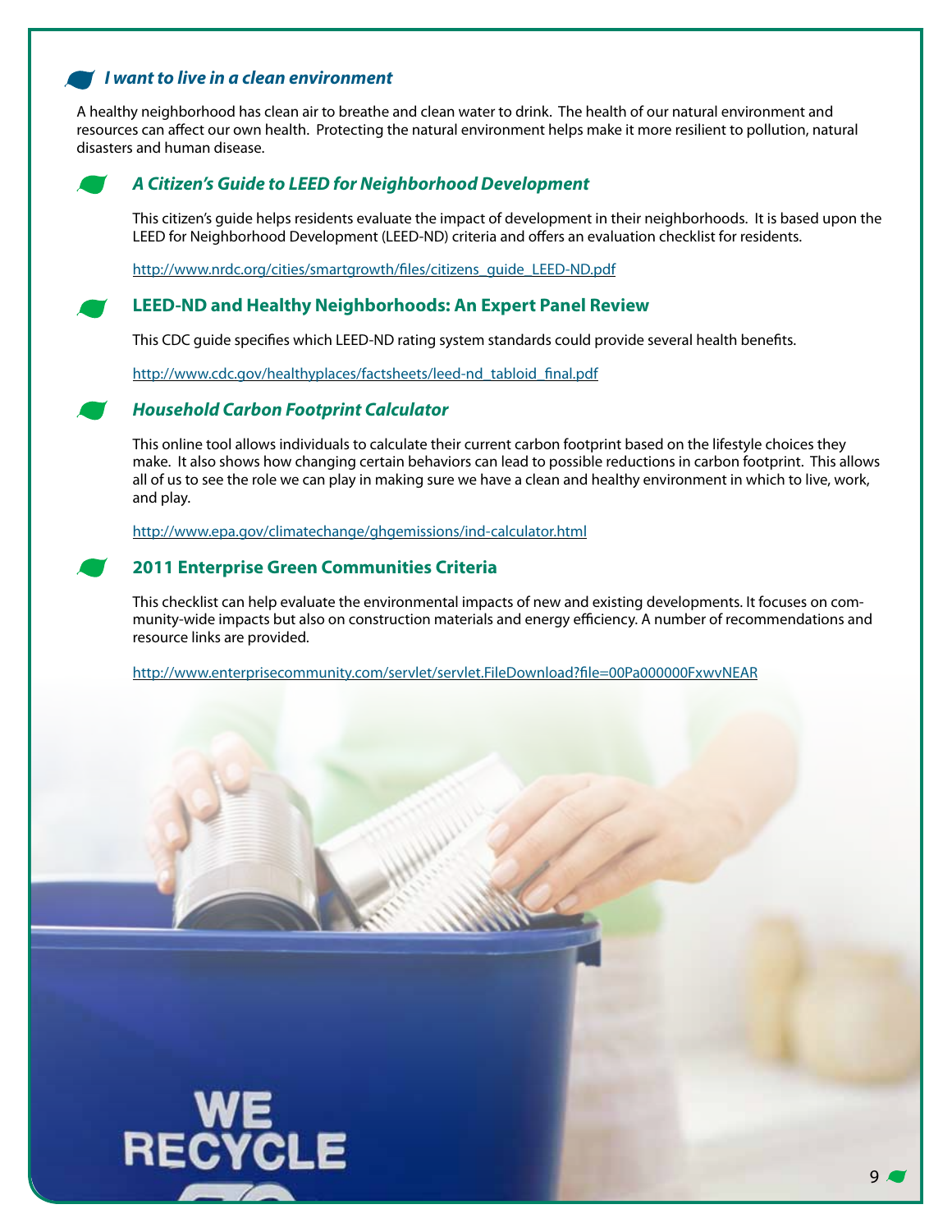## *I want to live in a clean environment*

A healthy neighborhood has clean air to breathe and clean water to drink. The health of our natural environment and resources can affect our own health. Protecting the natural environment helps make it more resilient to pollution, natural disasters and human disease.

### *A Citizen's Guide to LEED for Neighborhood Development*

This citizen's guide helps residents evaluate the impact of development in their neighborhoods. It is based upon the LEED for Neighborhood Development (LEED-ND) criteria and offers an evaluation checklist for residents.

http://www.nrdc.org/cities/smartgrowth/files/citizens_guide_LEED-ND.pdf

### LEED-ND and Healthy Neighborhoods: An Expert Panel Review

This CDC guide specifies which LEED-ND rating system standards could provide several health benefits.

http://www.cdc.gov/healthyplaces/factsheets/leed-nd_tabloid_final.pdf

### *Household Carbon Footprint Calculator*

This online tool allows individuals to calculate their current carbon footprint based on the lifestyle choices they make. It also shows how changing certain behaviors can lead to possible reductions in carbon footprint. This allows all of us to see the role we can play in making sure we have a clean and healthy environment in which to live, work, and play.

http://www.epa.gov/climatechange/ghgemissions/ind-calculator.html

### 2011 Enterprise Green Communities Criteria

This checklist can help evaluate the environmental impacts of new and existing developments. It focuses on community-wide impacts but also on construction materials and energy efficiency. A number of recommendations and resource links are provided.

http://www.enterprisecommunity.com/servlet/servlet.FileDownload?file=00Pa000000FxwvNEAR